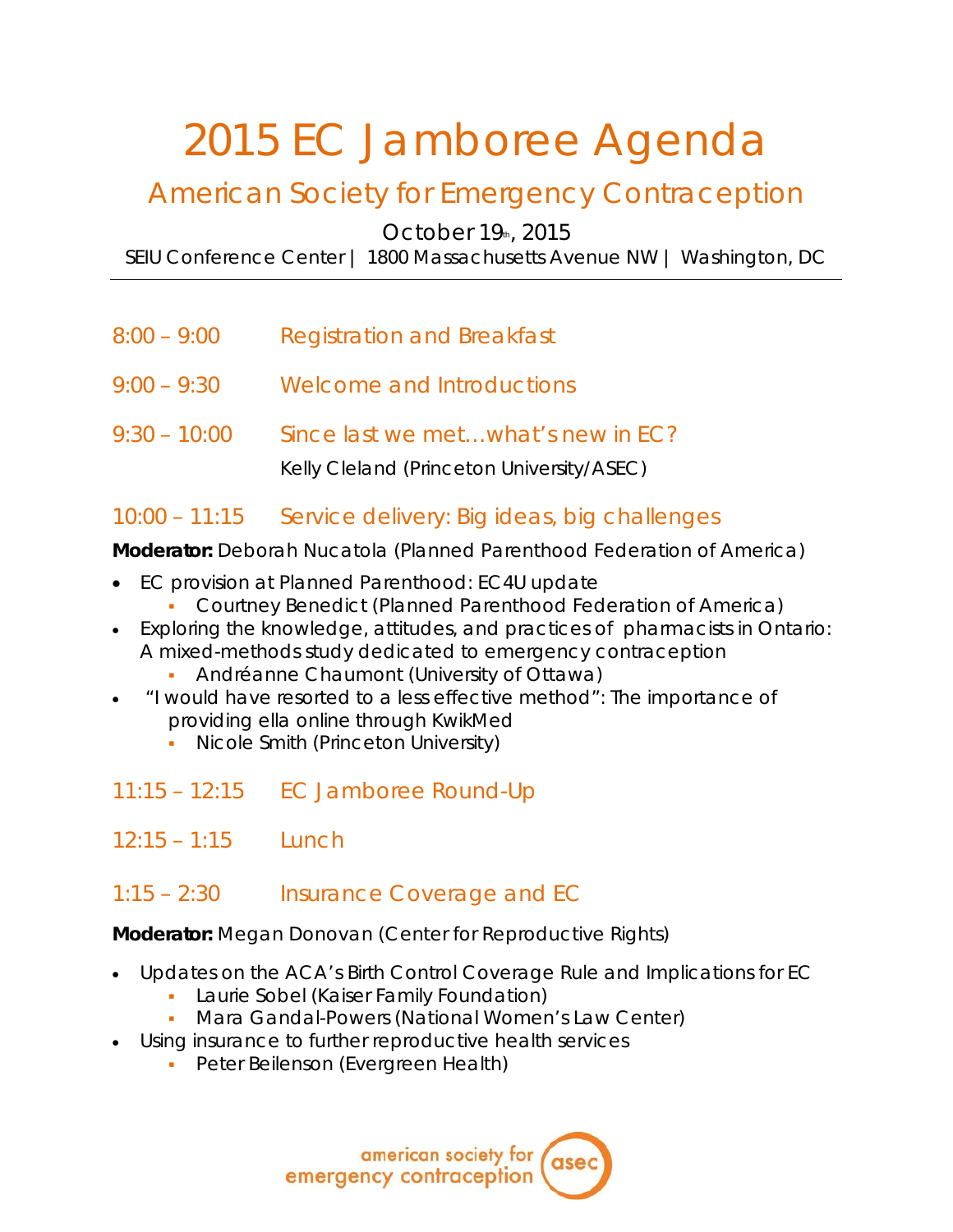# 2015 EC Jamboree Agenda

## American Society for Emergency Contraception

October 19th, 2015

SEIU Conference Center | 1800 Massachusetts Avenue NW | Washington, DC

---

8:00 – 9:00 Registration and Breakfast

9:00 – 9:30 Welcome and Introductions

9:30 – 10:00 Since last we met…what's new in EC?

Kelly Cleland (Princeton University/ASEC)

### 10:00 – 11:15 Service delivery: Big ideas, big challenges

**Moderator:** Deborah Nucatola (Planned Parenthood Federation of America)

- EC provision at Planned Parenthood: EC4U update
  - Courtney Benedict (Planned Parenthood Federation of America)
- Exploring the knowledge, attitudes, and practices of pharmacists in Ontario: A mixed-methods study dedicated to emergency contraception
  - Andréanne Chaumont (University of Ottawa)
- "I would have resorted to a less effective method": The importance of providing ella online through KwikMed
  - Nicole Smith (Princeton University)

### 11:15 – 12:15 EC Jamboree Round-Up

### 12:15 – 1:15 Lunch

### 1:15 – 2:30 Insurance Coverage and EC

**Moderator:** Megan Donovan (Center for Reproductive Rights)

- Updates on the ACA's Birth Control Coverage Rule and Implications for EC
  - Laurie Sobel (Kaiser Family Foundation)
  - Mara Gandal-Powers (National Women's Law Center)
- Using insurance to further reproductive health services
  - Peter Beilenson (Evergreen Health)

american society for emergency contraception (asec)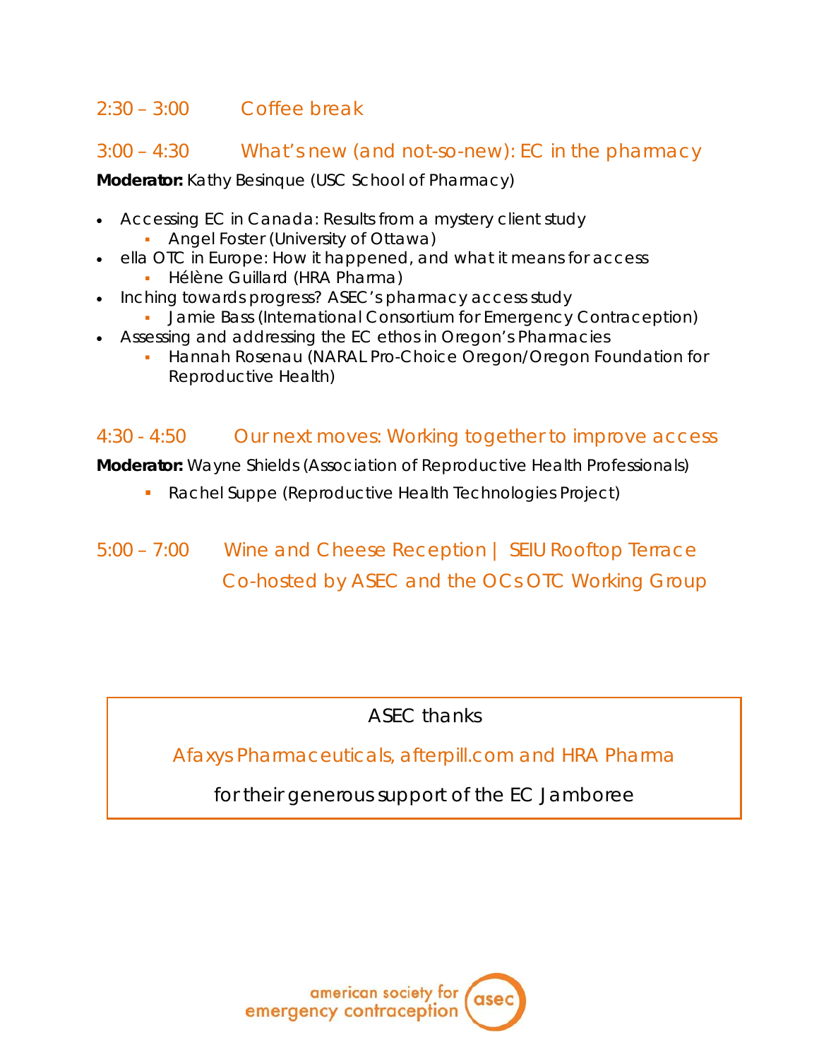## 2:30 – 3:00 Coffee break

## 3:00 – 4:30 What's new (and not-so-new): EC in the pharmacy

**Moderator:** Kathy Besinque (USC School of Pharmacy)

- Accessing EC in Canada: Results from a mystery client study
  - Angel Foster (University of Ottawa)
- ella OTC in Europe: How it happened, and what it means for access
  - Hélène Guillard (HRA Pharma)
- Inching towards progress? ASEC's pharmacy access study
  - Jamie Bass (International Consortium for Emergency Contraception)
- Assessing and addressing the EC ethos in Oregon's Pharmacies
  - Hannah Rosenau (NARAL Pro-Choice Oregon/Oregon Foundation for Reproductive Health)

## 4:30 - 4:50 Our next moves: Working together to improve access

**Moderator:** Wayne Shields (Association of Reproductive Health Professionals)

- Rachel Suppe (Reproductive Health Technologies Project)

## 5:00 – 7:00 Wine and Cheese Reception | SEIU Rooftop Terrace
Co-hosted by ASEC and the OCs OTC Working Group

ASEC thanks

Afaxys Pharmaceuticals, afterpill.com and HRA Pharma

for their generous support of the EC Jamboree

american society for emergency contraception asec